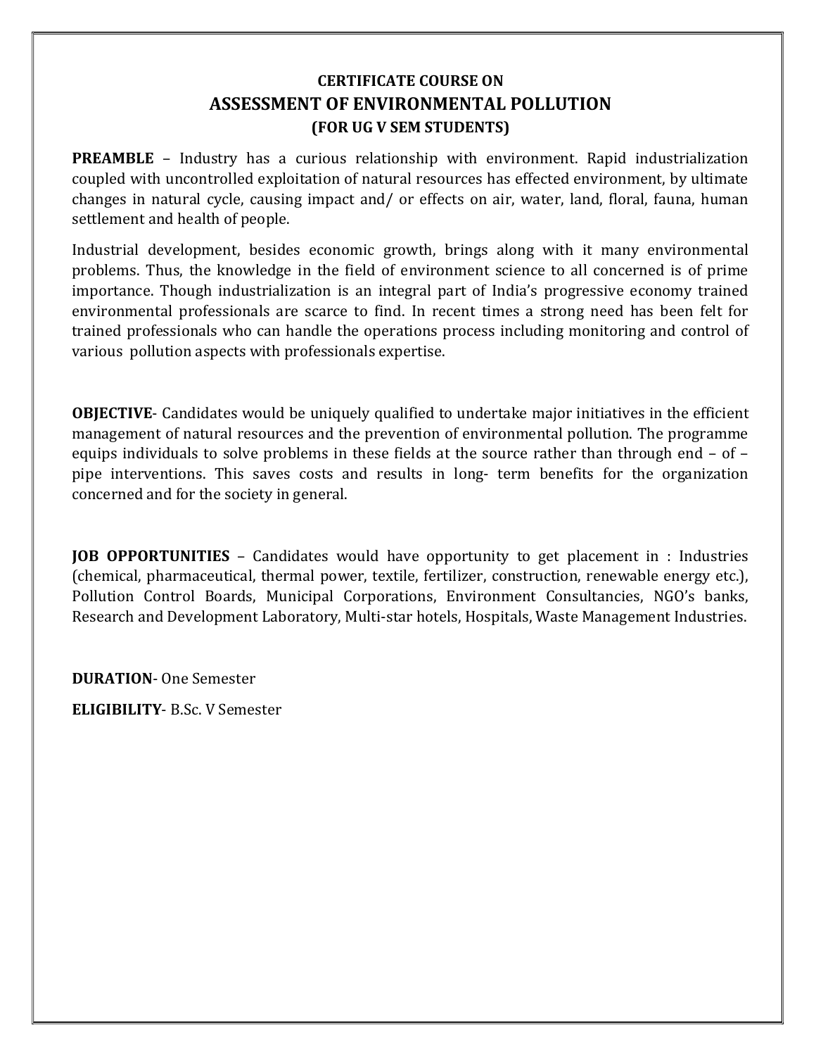# CERTIFICATE COURSE ON
# ASSESSMENT OF ENVIRONMENTAL POLLUTION
### (FOR UG V SEM STUDENTS)

**PREAMBLE** – Industry has a curious relationship with environment. Rapid industrialization coupled with uncontrolled exploitation of natural resources has effected environment, by ultimate changes in natural cycle, causing impact and/ or effects on air, water, land, floral, fauna, human settlement and health of people.

Industrial development, besides economic growth, brings along with it many environmental problems. Thus, the knowledge in the field of environment science to all concerned is of prime importance. Though industrialization is an integral part of India's progressive economy trained environmental professionals are scarce to find. In recent times a strong need has been felt for trained professionals who can handle the operations process including monitoring and control of various pollution aspects with professionals expertise.

**OBJECTIVE**- Candidates would be uniquely qualified to undertake major initiatives in the efficient management of natural resources and the prevention of environmental pollution. The programme equips individuals to solve problems in these fields at the source rather than through end – of – pipe interventions. This saves costs and results in long- term benefits for the organization concerned and for the society in general.

**JOB OPPORTUNITIES** – Candidates would have opportunity to get placement in : Industries (chemical, pharmaceutical, thermal power, textile, fertilizer, construction, renewable energy etc.), Pollution Control Boards, Municipal Corporations, Environment Consultancies, NGO's banks, Research and Development Laboratory, Multi-star hotels, Hospitals, Waste Management Industries.

**DURATION**- One Semester

**ELIGIBILITY**- B.Sc. V Semester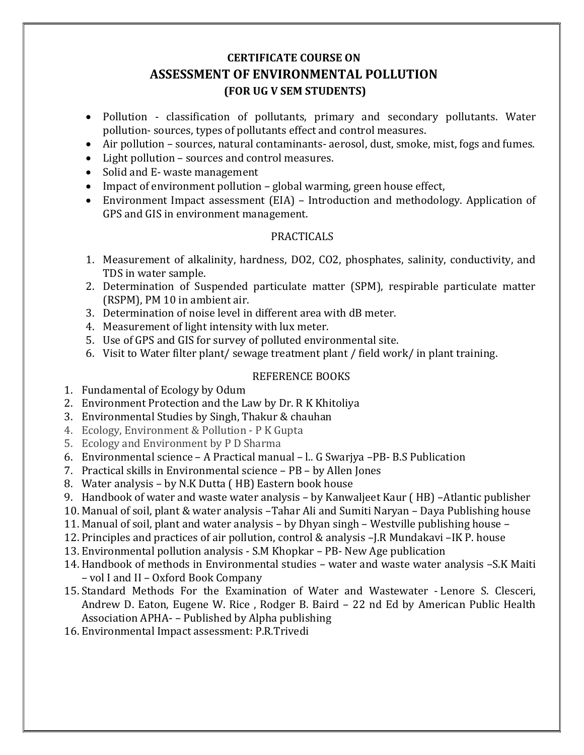**CERTIFICATE COURSE ON**

# ASSESSMENT OF ENVIRONMENTAL POLLUTION

**(FOR UG V SEM STUDENTS)**

- Pollution - classification of pollutants, primary and secondary pollutants. Water pollution- sources, types of pollutants effect and control measures.
- Air pollution – sources, natural contaminants- aerosol, dust, smoke, mist, fogs and fumes.
- Light pollution – sources and control measures.
- Solid and E- waste management
- Impact of environment pollution – global warming, green house effect,
- Environment Impact assessment (EIA) – Introduction and methodology. Application of GPS and GIS in environment management.

## PRACTICALS

1. Measurement of alkalinity, hardness, DO2, CO2, phosphates, salinity, conductivity, and TDS in water sample.
2. Determination of Suspended particulate matter (SPM), respirable particulate matter (RSPM), PM 10 in ambient air.
3. Determination of noise level in different area with dB meter.
4. Measurement of light intensity with lux meter.
5. Use of GPS and GIS for survey of polluted environmental site.
6. Visit to Water filter plant/ sewage treatment plant / field work/ in plant training.

## REFERENCE BOOKS

1. Fundamental of Ecology by Odum
2. Environment Protection and the Law by Dr. R K Khitoliya
3. Environmental Studies by Singh, Thakur & chauhan
4. Ecology, Environment & Pollution - P K Gupta
5. Ecology and Environment by P D Sharma
6. Environmental science – A Practical manual – l.. G Swarjya –PB- B.S Publication
7. Practical skills in Environmental science – PB – by Allen Jones
8. Water analysis – by N.K Dutta ( HB) Eastern book house
9. Handbook of water and waste water analysis – by Kanwaljeet Kaur ( HB) –Atlantic publisher
10. Manual of soil, plant & water analysis –Tahar Ali and Sumiti Naryan – Daya Publishing house
11. Manual of soil, plant and water analysis – by Dhyan singh – Westville publishing house –
12. Principles and practices of air pollution, control & analysis –J.R Mundakavi –IK P. house
13. Environmental pollution analysis - S.M Khopkar – PB- New Age publication
14. Handbook of methods in Environmental studies – water and waste water analysis –S.K Maiti – vol I and II – Oxford Book Company
15. Standard Methods For the Examination of Water and Wastewater - Lenore S. Clesceri, Andrew D. Eaton, Eugene W. Rice , Rodger B. Baird – 22 nd Ed by American Public Health Association APHA- – Published by Alpha publishing
16. Environmental Impact assessment: P.R.Trivedi